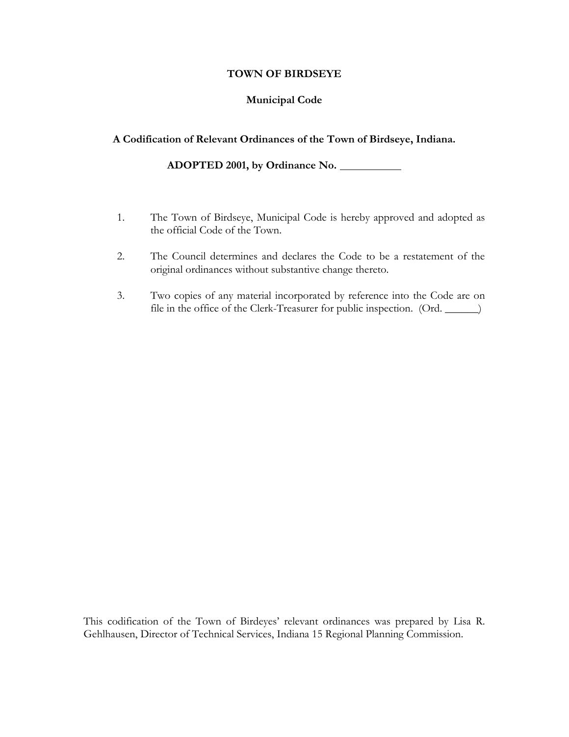# TOWN OF BIRDSEYE

## Municipal Code

**A Codification of Relevant Ordinances of the Town of Birdseye, Indiana.**

**ADOPTED 2001, by Ordinance No. \_\_\_\_\_\_\_\_\_\_\_**

1. The Town of Birdseye, Municipal Code is hereby approved and adopted as the official Code of the Town.

2. The Council determines and declares the Code to be a restatement of the original ordinances without substantive change thereto.

3. Two copies of any material incorporated by reference into the Code are on file in the office of the Clerk-Treasurer for public inspection. (Ord. \_\_\_\_\_\_)

This codification of the Town of Birdeyes' relevant ordinances was prepared by Lisa R. Gehlhausen, Director of Technical Services, Indiana 15 Regional Planning Commission.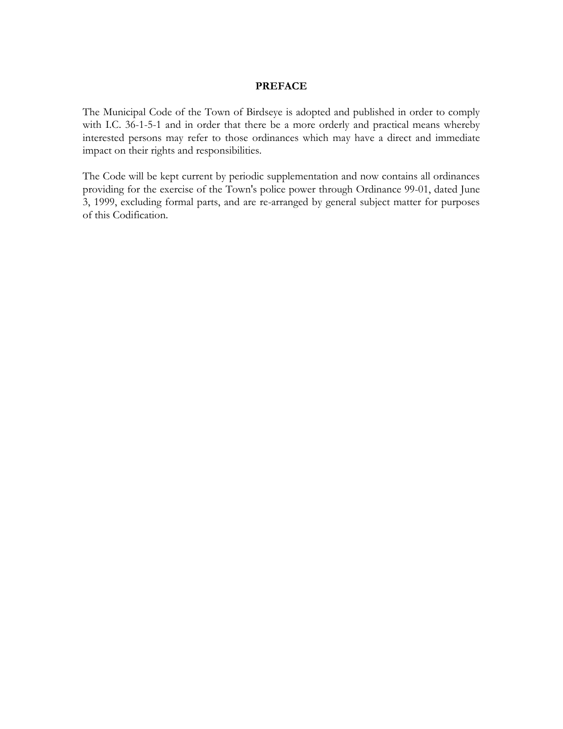# PREFACE

The Municipal Code of the Town of Birdseye is adopted and published in order to comply with I.C. 36-1-5-1 and in order that there be a more orderly and practical means whereby interested persons may refer to those ordinances which may have a direct and immediate impact on their rights and responsibilities.

The Code will be kept current by periodic supplementation and now contains all ordinances providing for the exercise of the Town's police power through Ordinance 99-01, dated June 3, 1999, excluding formal parts, and are re-arranged by general subject matter for purposes of this Codification.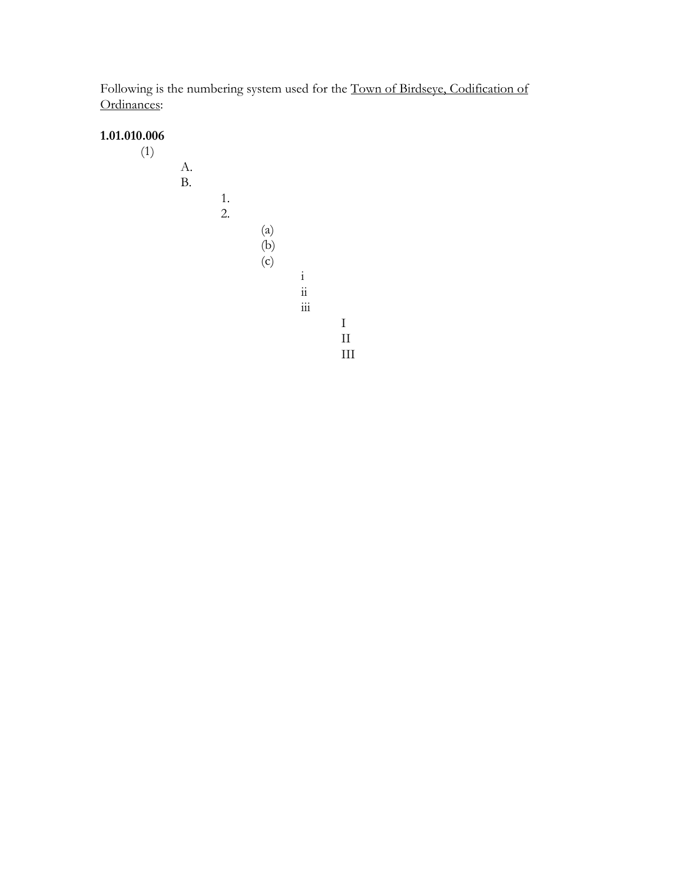Following is the numbering system used for the <u>Town of Birdseye, Codification of Ordinances</u>:

**1.01.010.006**

- (1)
    - A.
    - B.
        - 1.
        - 2.
            - (a)
            - (b)
            - (c)
                - i
                - ii
                - iii
                    - I
                    - II
                    - III